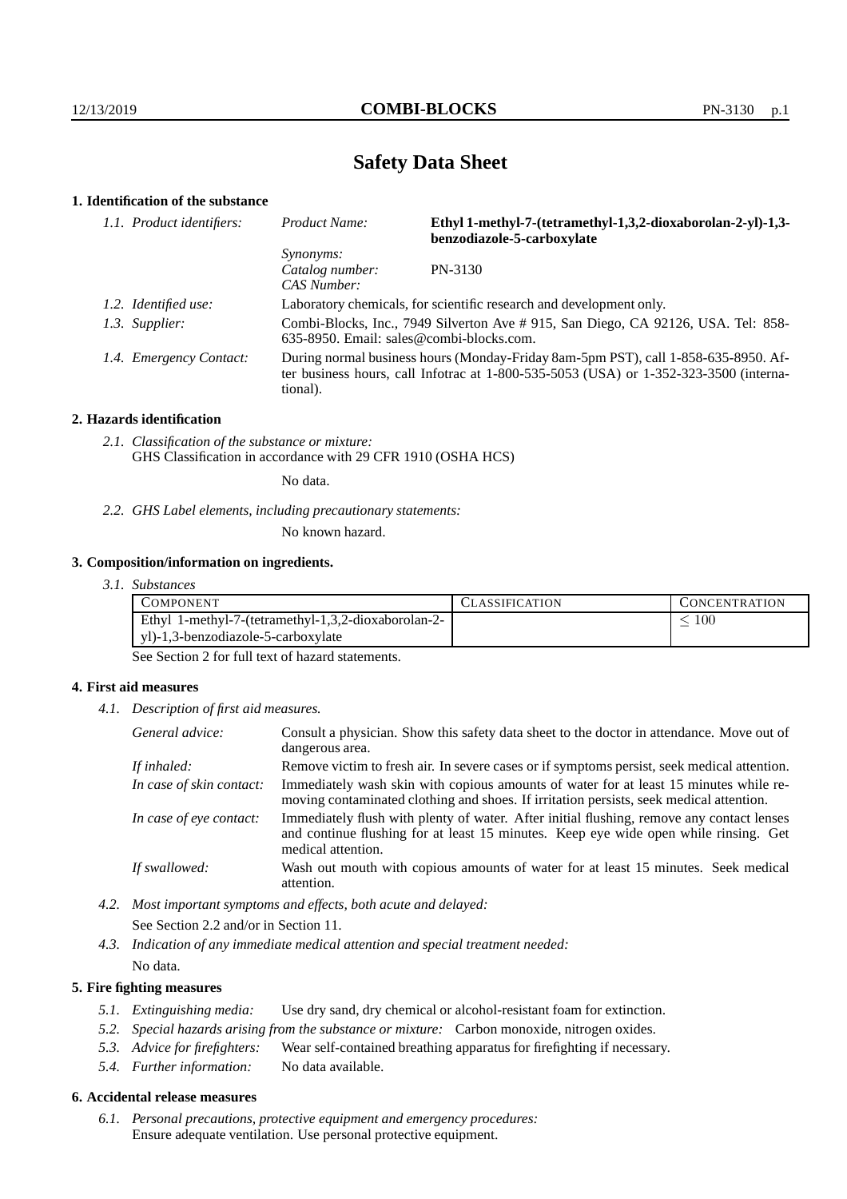# Safety Data Sheet

## 1. Identification of the substance

| 1.1. Product identifiers: | Product Name: | **Ethyl 1-methyl-7-(tetramethyl-1,3,2-dioxaborolan-2-yl)-1,3-benzodiazole-5-carboxylate** |
|---|---|---|
| | Synonyms: | |
| | Catalog number: | PN-3130 |
| | CAS Number: | |

*1.2. Identified use:* Laboratory chemicals, for scientific research and development only.

*1.3. Supplier:* Combi-Blocks, Inc., 7949 Silverton Ave # 915, San Diego, CA 92126, USA. Tel: 858-635-8950. Email: sales@combi-blocks.com.

*1.4. Emergency Contact:* During normal business hours (Monday-Friday 8am-5pm PST), call 1-858-635-8950. After business hours, call Infotrac at 1-800-535-5053 (USA) or 1-352-323-3500 (international).

## 2. Hazards identification

*2.1. Classification of the substance or mixture:*
GHS Classification in accordance with 29 CFR 1910 (OSHA HCS)

No data.

*2.2. GHS Label elements, including precautionary statements:*

No known hazard.

## 3. Composition/information on ingredients.

*3.1. Substances*

| COMPONENT | CLASSIFICATION | CONCENTRATION |
|---|---|---|
| Ethyl 1-methyl-7-(tetramethyl-1,3,2-dioxaborolan-2-yl)-1,3-benzodiazole-5-carboxylate | | $\leq 100$ |

See Section 2 for full text of hazard statements.

## 4. First aid measures

*4.1. Description of first aid measures.*

*General advice:* Consult a physician. Show this safety data sheet to the doctor in attendance. Move out of dangerous area.

*If inhaled:* Remove victim to fresh air. In severe cases or if symptoms persist, seek medical attention.

*In case of skin contact:* Immediately wash skin with copious amounts of water for at least 15 minutes while removing contaminated clothing and shoes. If irritation persists, seek medical attention.

*In case of eye contact:* Immediately flush with plenty of water. After initial flushing, remove any contact lenses and continue flushing for at least 15 minutes. Keep eye wide open while rinsing. Get medical attention.

*If swallowed:* Wash out mouth with copious amounts of water for at least 15 minutes. Seek medical attention.

*4.2. Most important symptoms and effects, both acute and delayed:*

See Section 2.2 and/or in Section 11.

*4.3. Indication of any immediate medical attention and special treatment needed:*

No data.

## 5. Fire fighting measures

*5.1. Extinguishing media:* Use dry sand, dry chemical or alcohol-resistant foam for extinction.

*5.2. Special hazards arising from the substance or mixture:* Carbon monoxide, nitrogen oxides.

*5.3. Advice for firefighters:* Wear self-contained breathing apparatus for firefighting if necessary.

*5.4. Further information:* No data available.

## 6. Accidental release measures

*6.1. Personal precautions, protective equipment and emergency procedures:*
Ensure adequate ventilation. Use personal protective equipment.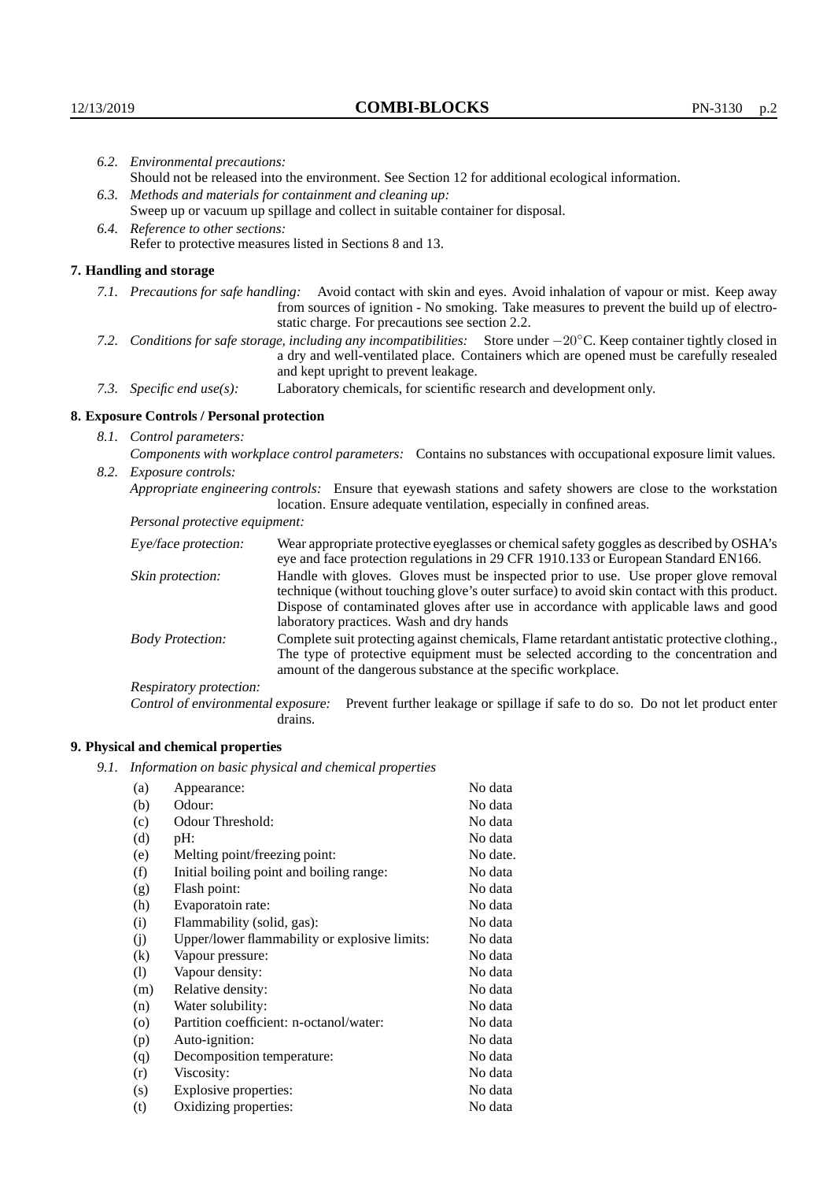*6.2. Environmental precautions:*
Should not be released into the environment. See Section 12 for additional ecological information.

*6.3. Methods and materials for containment and cleaning up:*
Sweep up or vacuum up spillage and collect in suitable container for disposal.

*6.4. Reference to other sections:*
Refer to protective measures listed in Sections 8 and 13.

## 7. Handling and storage

*7.1. Precautions for safe handling:* Avoid contact with skin and eyes. Avoid inhalation of vapour or mist. Keep away from sources of ignition - No smoking. Take measures to prevent the build up of electrostatic charge. For precautions see section 2.2.

*7.2. Conditions for safe storage, including any incompatibilities:* Store under $-20^{\circ}$C. Keep container tightly closed in a dry and well-ventilated place. Containers which are opened must be carefully resealed and kept upright to prevent leakage.

*7.3. Specific end use(s):* Laboratory chemicals, for scientific research and development only.

## 8. Exposure Controls / Personal protection

*8.1. Control parameters:*
*Components with workplace control parameters:* Contains no substances with occupational exposure limit values.

*8.2. Exposure controls:*
*Appropriate engineering controls:* Ensure that eyewash stations and safety showers are close to the workstation location. Ensure adequate ventilation, especially in confined areas.

*Personal protective equipment:*

*Eye/face protection:* Wear appropriate protective eyeglasses or chemical safety goggles as described by OSHA's eye and face protection regulations in 29 CFR 1910.133 or European Standard EN166.

*Skin protection:* Handle with gloves. Gloves must be inspected prior to use. Use proper glove removal technique (without touching glove's outer surface) to avoid skin contact with this product. Dispose of contaminated gloves after use in accordance with applicable laws and good laboratory practices. Wash and dry hands

*Body Protection:* Complete suit protecting against chemicals, Flame retardant antistatic protective clothing., The type of protective equipment must be selected according to the concentration and amount of the dangerous substance at the specific workplace.

*Respiratory protection:*

*Control of environmental exposure:* Prevent further leakage or spillage if safe to do so. Do not let product enter drains.

## 9. Physical and chemical properties

*9.1. Information on basic physical and chemical properties*

| | | |
|---|---|---|
| (a) | Appearance: | No data |
| (b) | Odour: | No data |
| (c) | Odour Threshold: | No data |
| (d) | pH: | No data |
| (e) | Melting point/freezing point: | No date. |
| (f) | Initial boiling point and boiling range: | No data |
| (g) | Flash point: | No data |
| (h) | Evaporatoin rate: | No data |
| (i) | Flammability (solid, gas): | No data |
| (j) | Upper/lower flammability or explosive limits: | No data |
| (k) | Vapour pressure: | No data |
| (l) | Vapour density: | No data |
| (m) | Relative density: | No data |
| (n) | Water solubility: | No data |
| (o) | Partition coefficient: n-octanol/water: | No data |
| (p) | Auto-ignition: | No data |
| (q) | Decomposition temperature: | No data |
| (r) | Viscosity: | No data |
| (s) | Explosive properties: | No data |
| (t) | Oxidizing properties: | No data |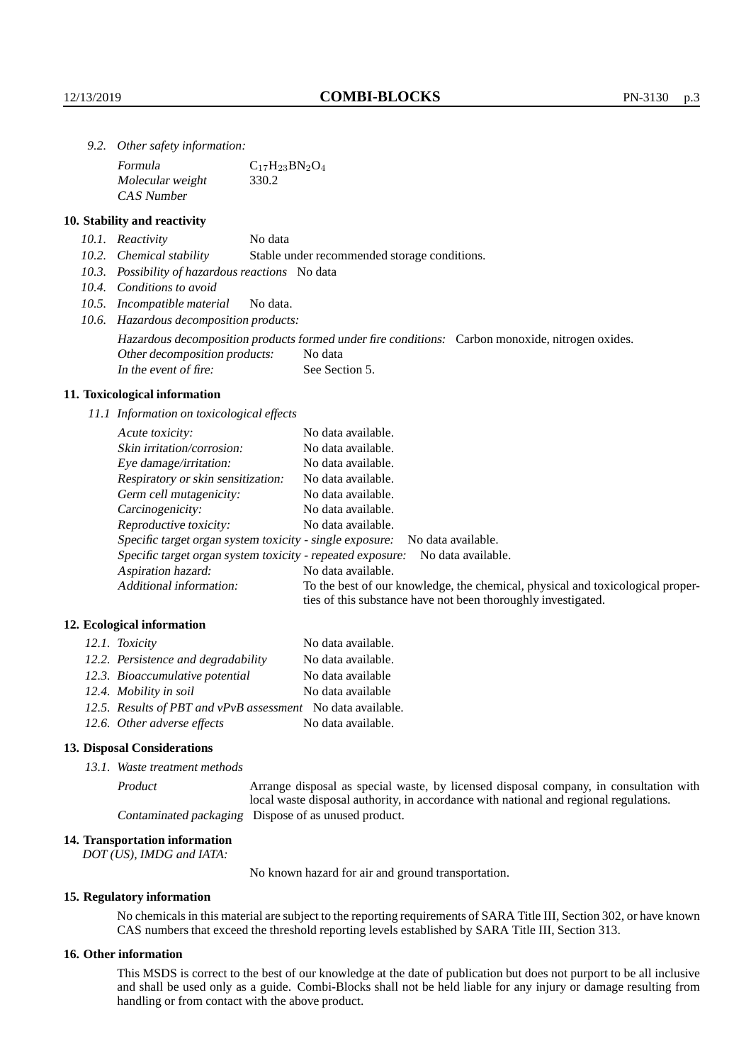*9.2. Other safety information:*

| | |
|---|---|
| *Formula* | $C_{17}H_{23}BN_2O_4$ |
| *Molecular weight* | 330.2 |
| *CAS Number* | |

## 10. Stability and reactivity

*10.1. Reactivity* No data

*10.2. Chemical stability* Stable under recommended storage conditions.

*10.3. Possibility of hazardous reactions* No data

*10.4. Conditions to avoid*

*10.5. Incompatible material* No data.

*10.6. Hazardous decomposition products:*

*Hazardous decomposition products formed under fire conditions:* Carbon monoxide, nitrogen oxides.

*Other decomposition products:* No data

*In the event of fire:* See Section 5.

## 11. Toxicological information

*11.1 Information on toxicological effects*

| | |
|---|---|
| *Acute toxicity:* | No data available. |
| *Skin irritation/corrosion:* | No data available. |
| *Eye damage/irritation:* | No data available. |
| *Respiratory or skin sensitization:* | No data available. |
| *Germ cell mutagenicity:* | No data available. |
| *Carcinogenicity:* | No data available. |
| *Reproductive toxicity:* | No data available. |
| *Specific target organ system toxicity - single exposure:* | No data available. |
| *Specific target organ system toxicity - repeated exposure:* | No data available. |
| *Aspiration hazard:* | No data available. |
| *Additional information:* | To the best of our knowledge, the chemical, physical and toxicological properties of this substance have not been thoroughly investigated. |

## 12. Ecological information

| | |
|---|---|
| *12.1. Toxicity* | No data available. |
| *12.2. Persistence and degradability* | No data available. |
| *12.3. Bioaccumulative potential* | No data available |
| *12.4. Mobility in soil* | No data available |
| *12.5. Results of PBT and vPvB assessment* | No data available. |
| *12.6. Other adverse effects* | No data available. |

## 13. Disposal Considerations

*13.1. Waste treatment methods*

*Product* Arrange disposal as special waste, by licensed disposal company, in consultation with local waste disposal authority, in accordance with national and regional regulations.

*Contaminated packaging* Dispose of as unused product.

## 14. Transportation information

*DOT (US), IMDG and IATA:*

No known hazard for air and ground transportation.

## 15. Regulatory information

No chemicals in this material are subject to the reporting requirements of SARA Title III, Section 302, or have known CAS numbers that exceed the threshold reporting levels established by SARA Title III, Section 313.

## 16. Other information

This MSDS is correct to the best of our knowledge at the date of publication but does not purport to be all inclusive and shall be used only as a guide. Combi-Blocks shall not be held liable for any injury or damage resulting from handling or from contact with the above product.